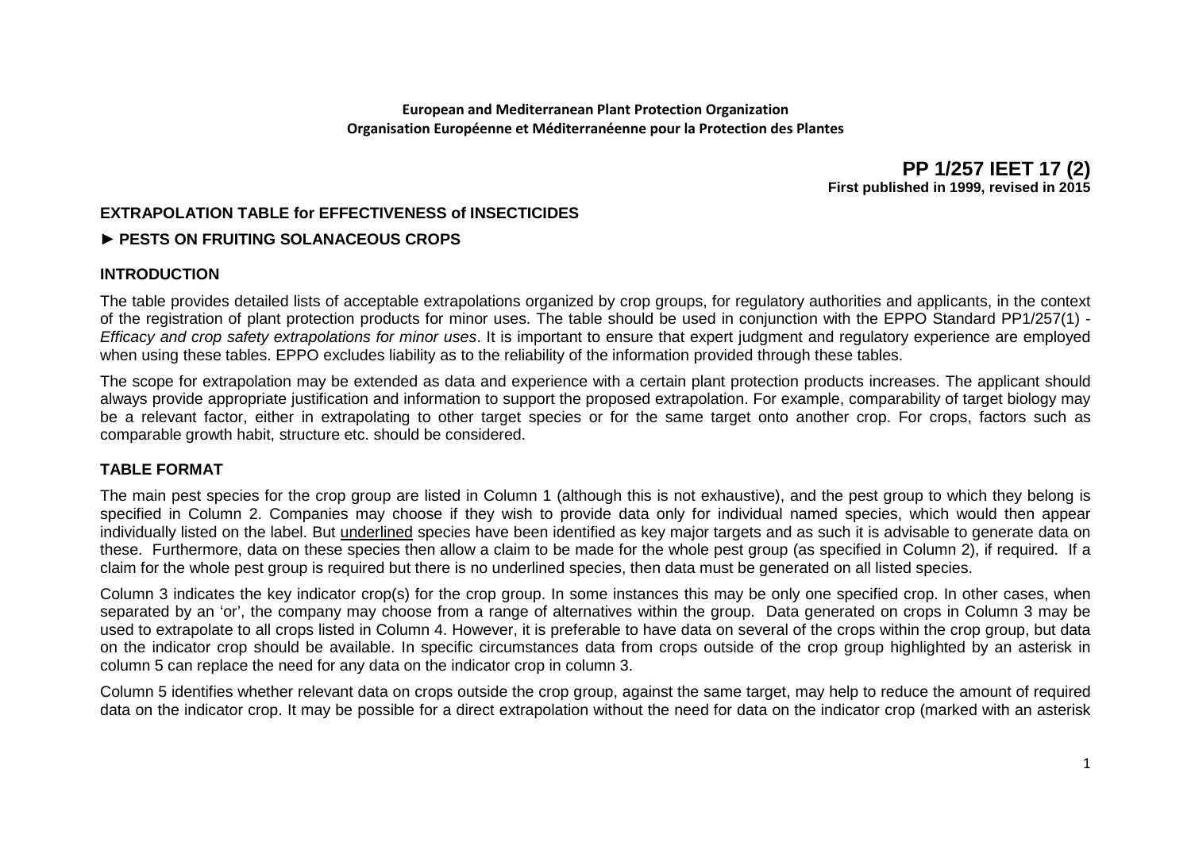**European and Mediterranean Plant Protection Organization**
**Organisation Européenne et Méditerranéenne pour la Protection des Plantes**

**PP 1/257 IEET 17 (2)**
**First published in 1999, revised in 2015**

## EXTRAPOLATION TABLE for EFFECTIVENESS of INSECTICIDES

## ► PESTS ON FRUITING SOLANACEOUS CROPS

### INTRODUCTION

The table provides detailed lists of acceptable extrapolations organized by crop groups, for regulatory authorities and applicants, in the context of the registration of plant protection products for minor uses. The table should be used in conjunction with the EPPO Standard PP1/257(1) - *Efficacy and crop safety extrapolations for minor uses*. It is important to ensure that expert judgment and regulatory experience are employed when using these tables. EPPO excludes liability as to the reliability of the information provided through these tables.

The scope for extrapolation may be extended as data and experience with a certain plant protection products increases. The applicant should always provide appropriate justification and information to support the proposed extrapolation. For example, comparability of target biology may be a relevant factor, either in extrapolating to other target species or for the same target onto another crop. For crops, factors such as comparable growth habit, structure etc. should be considered.

### TABLE FORMAT

The main pest species for the crop group are listed in Column 1 (although this is not exhaustive), and the pest group to which they belong is specified in Column 2. Companies may choose if they wish to provide data only for individual named species, which would then appear individually listed on the label. But <u>underlined</u> species have been identified as key major targets and as such it is advisable to generate data on these. Furthermore, data on these species then allow a claim to be made for the whole pest group (as specified in Column 2), if required. If a claim for the whole pest group is required but there is no underlined species, then data must be generated on all listed species.

Column 3 indicates the key indicator crop(s) for the crop group. In some instances this may be only one specified crop. In other cases, when separated by an 'or', the company may choose from a range of alternatives within the group. Data generated on crops in Column 3 may be used to extrapolate to all crops listed in Column 4. However, it is preferable to have data on several of the crops within the crop group, but data on the indicator crop should be available. In specific circumstances data from crops outside of the crop group highlighted by an asterisk in column 5 can replace the need for any data on the indicator crop in column 3.

Column 5 identifies whether relevant data on crops outside the crop group, against the same target, may help to reduce the amount of required data on the indicator crop. It may be possible for a direct extrapolation without the need for data on the indicator crop (marked with an asterisk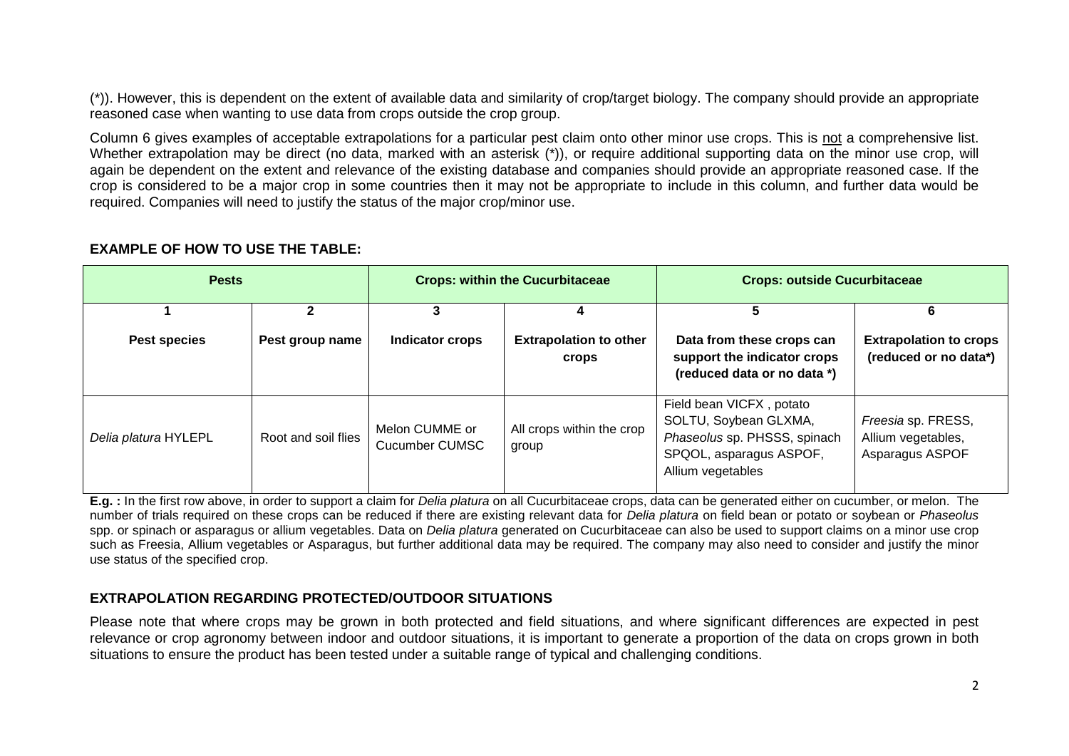(*)). However, this is dependent on the extent of available data and similarity of crop/target biology. The company should provide an appropriate reasoned case when wanting to use data from crops outside the crop group.

Column 6 gives examples of acceptable extrapolations for a particular pest claim onto other minor use crops. This is not a comprehensive list. Whether extrapolation may be direct (no data, marked with an asterisk (*)), or require additional supporting data on the minor use crop, will again be dependent on the extent and relevance of the existing database and companies should provide an appropriate reasoned case. If the crop is considered to be a major crop in some countries then it may not be appropriate to include in this column, and further data would be required. Companies will need to justify the status of the major crop/minor use.

**EXAMPLE OF HOW TO USE THE TABLE:**

| **Pests** | | **Crops: within the Cucurbitaceae** | | **Crops: outside Cucurbitaceae** | |
|---|---|---|---|---|---|
| **1** | **2** | **3** | **4** | **5** | **6** |
| **Pest species** | **Pest group name** | **Indicator crops** | **Extrapolation to other crops** | **Data from these crops can support the indicator crops (reduced data or no data *)** | **Extrapolation to crops (reduced or no data*)** |
| *Delia platura* HYLEPL | Root and soil flies | Melon CUMME or Cucumber CUMSC | All crops within the crop group | Field bean VICFX , potato SOLTU, Soybean GLXMA, *Phaseolus* sp. PHSSS, spinach SPQOL, asparagus ASPOF, Allium vegetables | *Freesia* sp. FRESS, Allium vegetables, Asparagus ASPOF |

**E.g. :** In the first row above, in order to support a claim for *Delia platura* on all Cucurbitaceae crops, data can be generated either on cucumber, or melon. The number of trials required on these crops can be reduced if there are existing relevant data for *Delia platura* on field bean or potato or soybean or *Phaseolus* spp. or spinach or asparagus or allium vegetables. Data on *Delia platura* generated on Cucurbitaceae can also be used to support claims on a minor use crop such as Freesia, Allium vegetables or Asparagus, but further additional data may be required. The company may also need to consider and justify the minor use status of the specified crop.

**EXTRAPOLATION REGARDING PROTECTED/OUTDOOR SITUATIONS**

Please note that where crops may be grown in both protected and field situations, and where significant differences are expected in pest relevance or crop agronomy between indoor and outdoor situations, it is important to generate a proportion of the data on crops grown in both situations to ensure the product has been tested under a suitable range of typical and challenging conditions.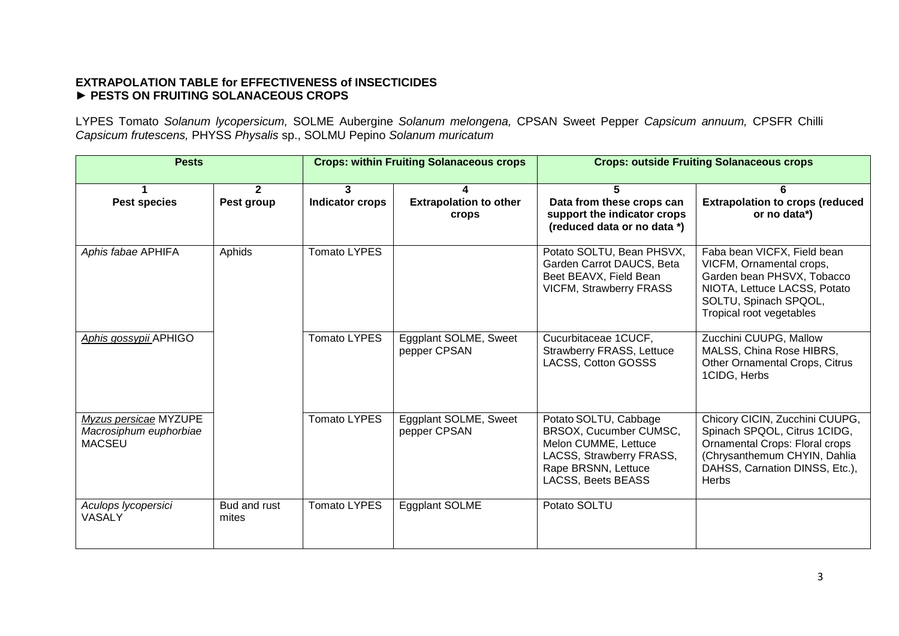**EXTRAPOLATION TABLE for EFFECTIVENESS of INSECTICIDES**
**► PESTS ON FRUITING SOLANACEOUS CROPS**

LYPES Tomato *Solanum lycopersicum,* SOLME Aubergine *Solanum melongena,* CPSAN Sweet Pepper *Capsicum annuum,* CPSFR Chilli *Capsicum frutescens,* PHYSS *Physalis* sp., SOLMU Pepino *Solanum muricatum*

| **Pests** | | **Crops: within Fruiting Solanaceous crops** | | **Crops: outside Fruiting Solanaceous crops** | |
|---|---|---|---|---|---|
| **1**<br>**Pest species** | **2**<br>**Pest group** | **3**<br>**Indicator crops** | **4**<br>**Extrapolation to other crops** | **5**<br>**Data from these crops can support the indicator crops (reduced data or no data \*)** | **6**<br>**Extrapolation to crops (reduced or no data\*)** |
| *Aphis fabae* APHIFA | Aphids | Tomato LYPES | | Potato SOLTU, Bean PHSVX, Garden Carrot DAUCS, Beta Beet BEAVX, Field Bean VICFM, Strawberry FRASS | Faba bean VICFX, Field bean VICFM, Ornamental crops, Garden bean PHSVX, Tobacco NIOTA, Lettuce LACSS, Potato SOLTU, Spinach SPQOL, Tropical root vegetables |
| *Aphis gossypii* APHIGO | | Tomato LYPES | Eggplant SOLME, Sweet pepper CPSAN | Cucurbitaceae 1CUCF, Strawberry FRASS, Lettuce LACSS, Cotton GOSSS | Zucchini CUUPG, Mallow MALSS, China Rose HIBRS, Other Ornamental Crops, Citrus 1CIDG, Herbs |
| *Myzus persicae* MYZUPE<br>*Macrosiphum euphorbiae* MACSEU | | Tomato LYPES | Eggplant SOLME, Sweet pepper CPSAN | Potato SOLTU, Cabbage BRSOX, Cucumber CUMSC, Melon CUMME, Lettuce LACSS, Strawberry FRASS, Rape BRSNN, Lettuce LACSS, Beets BEASS | Chicory CICIN, Zucchini CUUPG, Spinach SPQOL, Citrus 1CIDG, Ornamental Crops: Floral crops (Chrysanthemum CHYIN, Dahlia DAHSS, Carnation DINSS, Etc.), Herbs |
| *Aculops lycopersici* VASALY | Bud and rust mites | Tomato LYPES | Eggplant SOLME | Potato SOLTU | |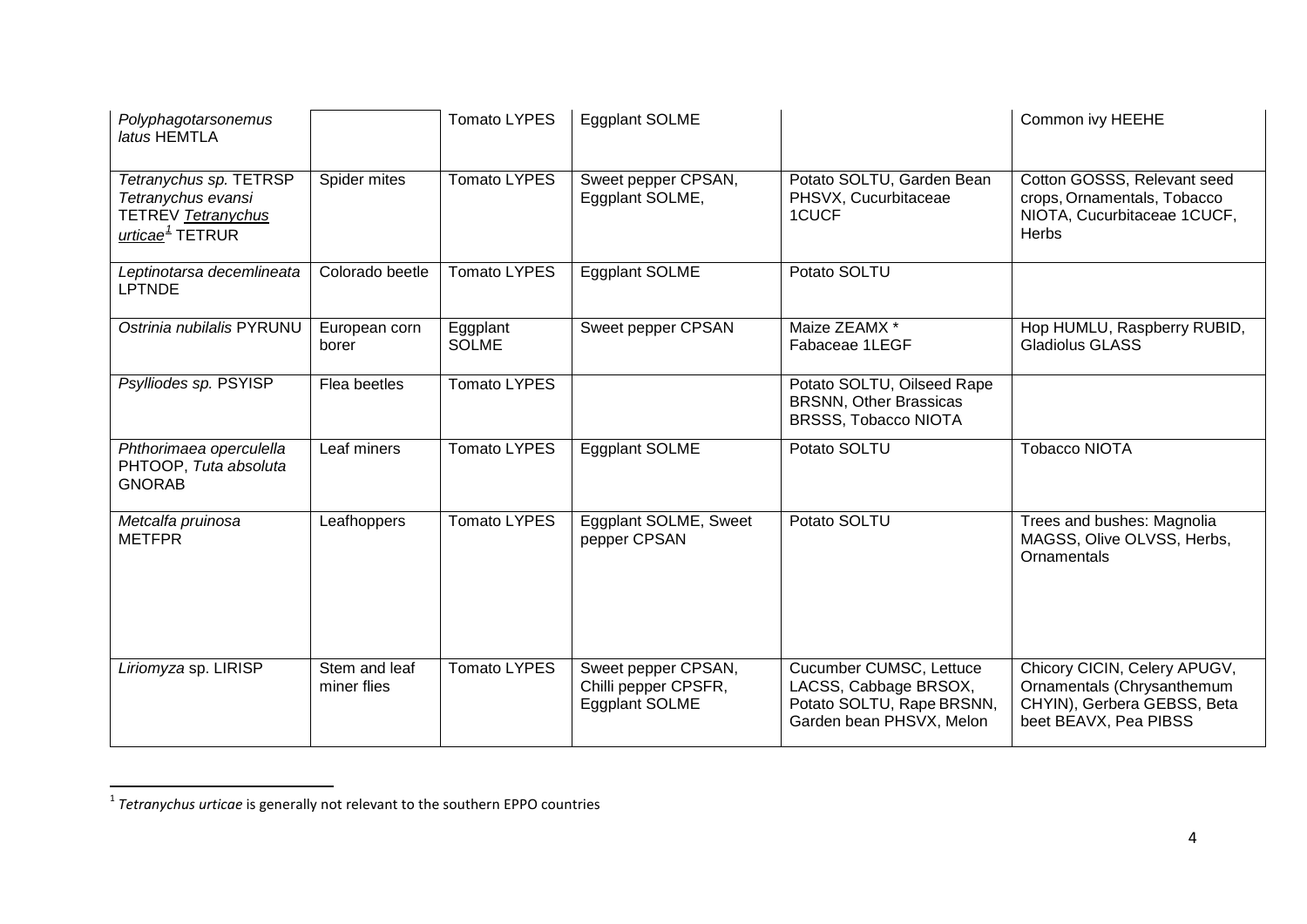| | | | | | |
|---|---|---|---|---|---|
| *Polyphagotarsonemus latus* HEMTLA | | Tomato LYPES | Eggplant SOLME | | Common ivy HEEHE |
| *Tetranychus sp.* TETRSP *Tetranychus evansi* TETREV *Tetranychus urticae*[1] TETRUR | Spider mites | Tomato LYPES | Sweet pepper CPSAN, Eggplant SOLME, | Potato SOLTU, Garden Bean PHSVX, Cucurbitaceae 1CUCF | Cotton GOSSS, Relevant seed crops, Ornamentals, Tobacco NIOTA, Cucurbitaceae 1CUCF, Herbs |
| *Leptinotarsa decemlineata* LPTNDE | Colorado beetle | Tomato LYPES | Eggplant SOLME | Potato SOLTU | |
| *Ostrinia nubilalis* PYRUNU | European corn borer | Eggplant SOLME | Sweet pepper CPSAN | Maize ZEAMX * Fabaceae 1LEGF | Hop HUMLU, Raspberry RUBID, Gladiolus GLASS |
| *Psylliodes sp.* PSYISP | Flea beetles | Tomato LYPES | | Potato SOLTU, Oilseed Rape BRSNN, Other Brassicas BRSSS, Tobacco NIOTA | |
| *Phthorimaea operculella* PHTOOP, *Tuta absoluta* GNORAB | Leaf miners | Tomato LYPES | Eggplant SOLME | Potato SOLTU | Tobacco NIOTA |
| *Metcalfa pruinosa* METFPR | Leafhoppers | Tomato LYPES | Eggplant SOLME, Sweet pepper CPSAN | Potato SOLTU | Trees and bushes: Magnolia MAGSS, Olive OLVSS, Herbs, Ornamentals |
| *Liriomyza* sp. LIRISP | Stem and leaf miner flies | Tomato LYPES | Sweet pepper CPSAN, Chilli pepper CPSFR, Eggplant SOLME | Cucumber CUMSC, Lettuce LACSS, Cabbage BRSOX, Potato SOLTU, Rape BRSNN, Garden bean PHSVX, Melon | Chicory CICIN, Celery APUGV, Ornamentals (Chrysanthemum CHYIN), Gerbera GEBSS, Beta beet BEAVX, Pea PIBSS |

[1] *Tetranychus urticae* is generally not relevant to the southern EPPO countries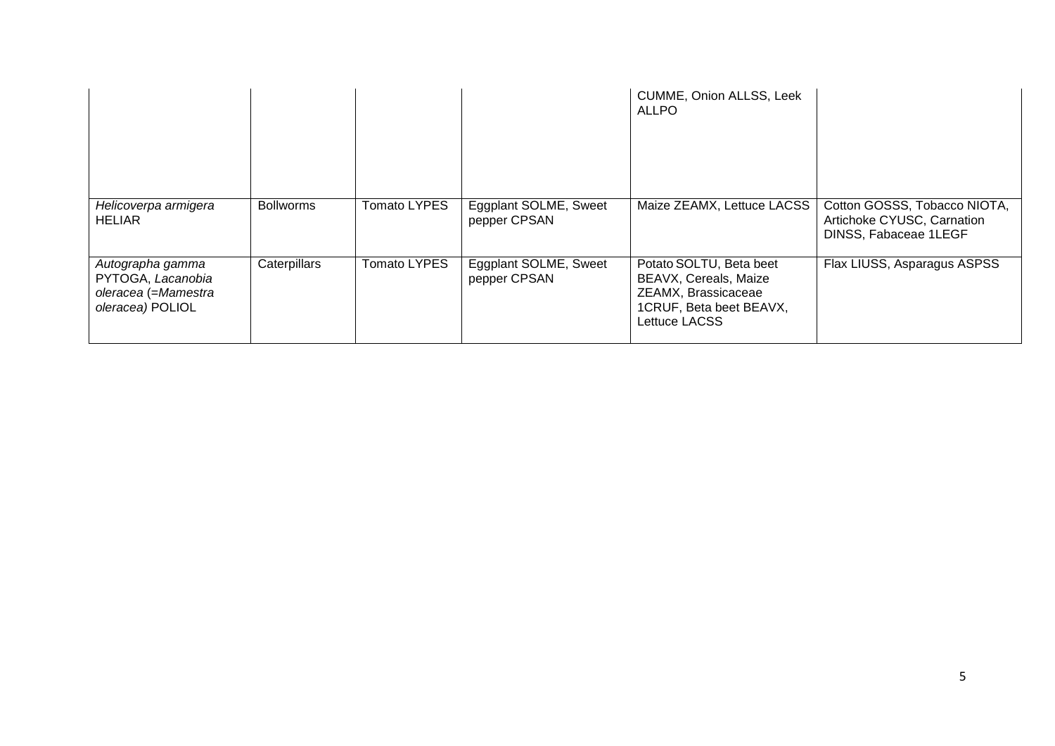| | | | | | |
|---|---|---|---|---|---|
| | | | | CUMME, Onion ALLSS, Leek ALLPO | |
| *Helicoverpa armigera* HELIAR | Bollworms | Tomato LYPES | Eggplant SOLME, Sweet pepper CPSAN | Maize ZEAMX, Lettuce LACSS | Cotton GOSSS, Tobacco NIOTA, Artichoke CYUSC, Carnation DINSS, Fabaceae 1LEGF |
| *Autographa gamma* PYTOGA, *Lacanobia oleracea* (=*Mamestra oleracea)* POLIOL | Caterpillars | Tomato LYPES | Eggplant SOLME, Sweet pepper CPSAN | Potato SOLTU, Beta beet BEAVX, Cereals, Maize ZEAMX, Brassicaceae 1CRUF, Beta beet BEAVX, Lettuce LACSS | Flax LIUSS, Asparagus ASPSS |